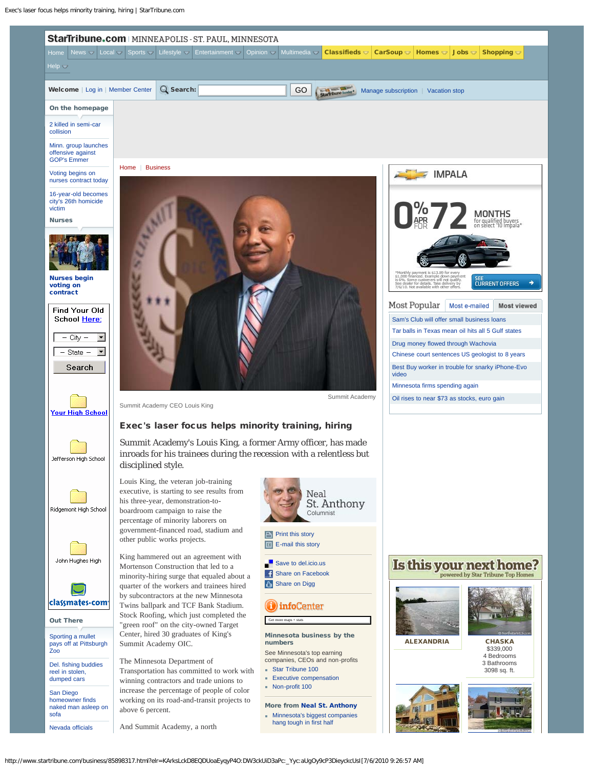# Exec's laser focus helps minority training, hiring

Summit Academy's Louis King, a former Army officer, has made inroads for his trainees during the recession with a relentless but disciplined style.

Summit Academy CEO Louis King

Summit Academy

Neal St. Anthony
Columnist

Louis King, the veteran job-training executive, is starting to see results from his three-year, demonstration-to-boardroom campaign to raise the percentage of minority laborers on government-financed road, stadium and other public works projects.

King hammered out an agreement with Mortenson Construction that led to a minority-hiring surge that equaled about a quarter of the workers and trainees hired by subcontractors at the new Minnesota Twins ballpark and TCF Bank Stadium. Stock Roofing, which just completed the "green roof" on the city-owned Target Center, hired 30 graduates of King's Summit Academy OIC.

The Minnesota Department of Transportation has committed to work with winning contractors and trade unions to increase the percentage of people of color working on its road-and-transit projects to above 6 percent.

And Summit Academy, a north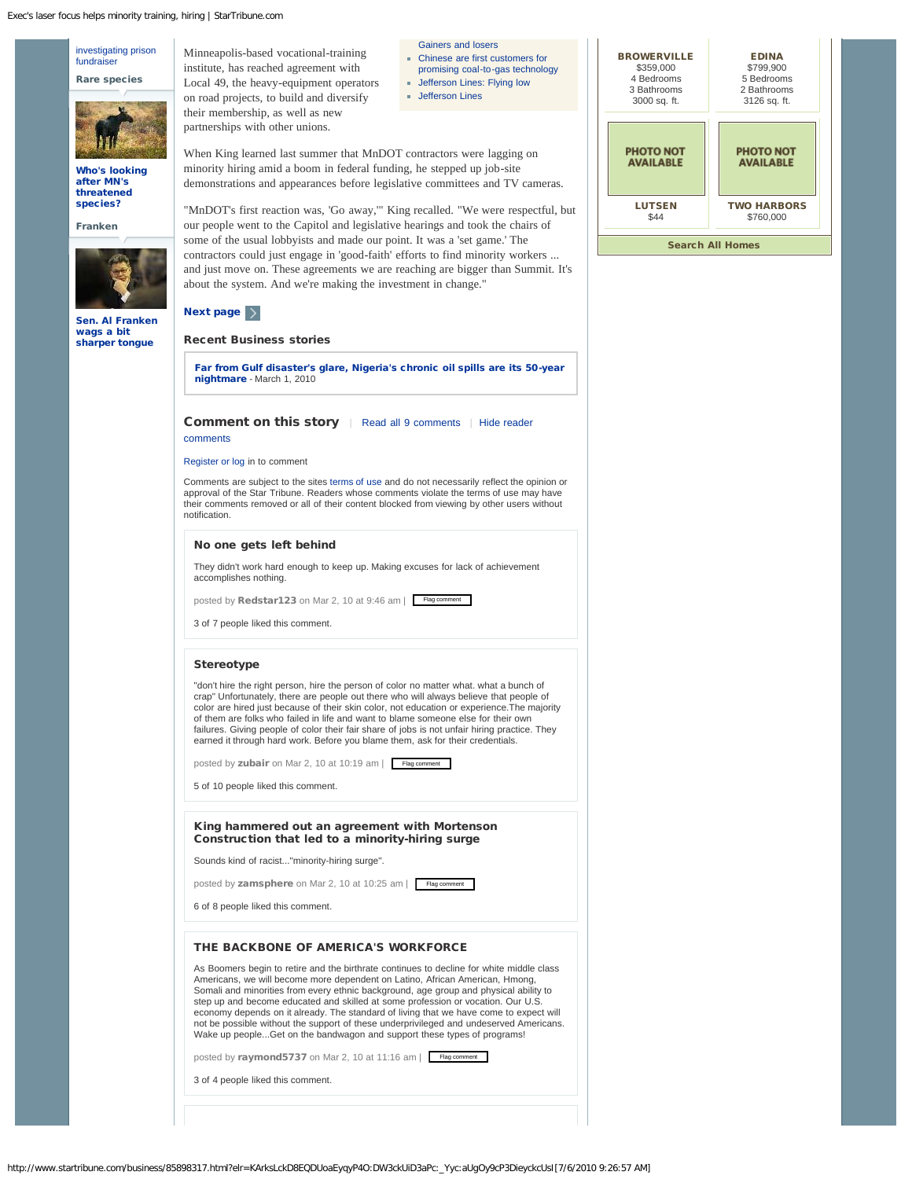investigating prison fundraiser

**Rare species**

**Who's looking after MN's threatened species?**

**Franken**

**Sen. Al Franken wags a bit sharper tongue**

Minneapolis-based vocational-training institute, has reached agreement with Local 49, the heavy-equipment operators on road projects, to build and diversify their membership, as well as new partnerships with other unions.

- Gainers and losers
- Chinese are first customers for promising coal-to-gas technology
- Jefferson Lines: Flying low
- Jefferson Lines

When King learned last summer that MnDOT contractors were lagging on minority hiring amid a boom in federal funding, he stepped up job-site demonstrations and appearances before legislative committees and TV cameras.

"MnDOT's first reaction was, 'Go away,'" King recalled. "We were respectful, but our people went to the Capitol and legislative hearings and took the chairs of some of the usual lobbyists and made our point. It was a 'set game.' The contractors could just engage in 'good-faith' efforts to find minority workers ... and just move on. These agreements we are reaching are bigger than Summit. It's about the system. And we're making the investment in change."

**Next page**

**Recent Business stories**

**Far from Gulf disaster's glare, Nigeria's chronic oil spills are its 50-year nightmare** - March 1, 2010

**Comment on this story** | Read all 9 comments | Hide reader comments

Register or log in to comment

Comments are subject to the sites terms of use and do not necessarily reflect the opinion or approval of the Star Tribune. Readers whose comments violate the terms of use may have their comments removed or all of their content blocked from viewing by other users without notification.

**No one gets left behind**

They didn't work hard enough to keep up. Making excuses for lack of achievement accomplishes nothing.

posted by **Redstar123** on Mar 2, 10 at 9:46 am | Flag comment

3 of 7 people liked this comment.

**Stereotype**

"don't hire the right person, hire the person of color no matter what. what a bunch of crap" Unfortunately, there are people out there who will always believe that people of color are hired just because of their skin color, not education or experience.The majority of them are folks who failed in life and want to blame someone else for their own failures. Giving people of color their fair share of jobs is not unfair hiring practice. They earned it through hard work. Before you blame them, ask for their credentials.

posted by **zubair** on Mar 2, 10 at 10:19 am | Flag comment

5 of 10 people liked this comment.

**King hammered out an agreement with Mortenson Construction that led to a minority-hiring surge**

Sounds kind of racist..."minority-hiring surge".

posted by **zamsphere** on Mar 2, 10 at 10:25 am | Flag comment

6 of 8 people liked this comment.

**THE BACKBONE OF AMERICA'S WORKFORCE**

As Boomers begin to retire and the birthrate continues to decline for white middle class Americans, we will become more dependent on Latino, African American, Hmong, Somali and minorities from every ethnic background, age group and physical ability to step up and become educated and skilled at some profession or vocation. Our U.S. economy depends on it already. The standard of living that we have come to expect will not be possible without the support of these underprivileged and undeserved Americans. Wake up people...Get on the bandwagon and support these types of programs!

posted by **raymond5737** on Mar 2, 10 at 11:16 am | Flag comment

3 of 4 people liked this comment.

| | |
|---|---|
| **BROWERVILLE** $359,000 4 Bedrooms 3 Bathrooms 3000 sq. ft. | **EDINA** $799,900 5 Bedrooms 2 Bathrooms 3126 sq. ft. |
| PHOTO NOT AVAILABLE **LUTSEN** $44 | PHOTO NOT AVAILABLE **TWO HARBORS** $760,000 |

**Search All Homes**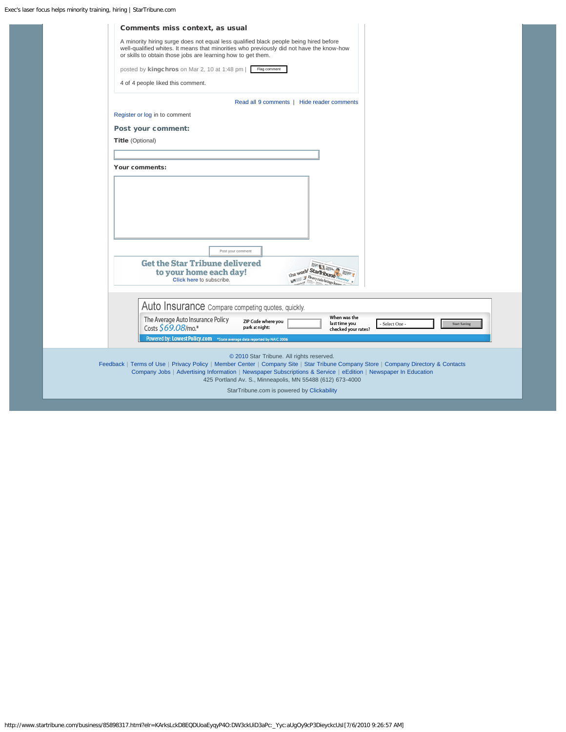### Comments miss context, as usual

A minority hiring surge does not equal less qualified black people being hired before well-qualified whites. It means that minorities who previously did not have the know-how or skills to obtain those jobs are learning how to get them.

posted by **kingchros** on Mar 2, 10 at 1:48 pm | Flag comment

4 of 4 people liked this comment.

Read all 9 comments | Hide reader comments

Register or log in to comment

**Post your comment:**

**Title** (Optional)

**Your comments:**

Post your comment

**Get the Star Tribune delivered to your home each day!**
Click here to subscribe.

Auto Insurance Compare competing quotes, quickly.

The Average Auto Insurance Policy Costs $69.08/mo.*

ZIP Code where you park at night:

When was the last time you checked your rates?

- Select One -

Start Saving

Powered by: LowestPolicy.com *State average data reported by NAIC 2006

© 2010 Star Tribune. All rights reserved.

Feedback | Terms of Use | Privacy Policy | Member Center | Company Site | Star Tribune Company Store | Company Directory & Contacts
Company Jobs | Advertising Information | Newspaper Subscriptions & Service | eEdition | Newspaper In Education

425 Portland Av. S., Minneapolis, MN 55488 (612) 673-4000

StarTribune.com is powered by Clickability